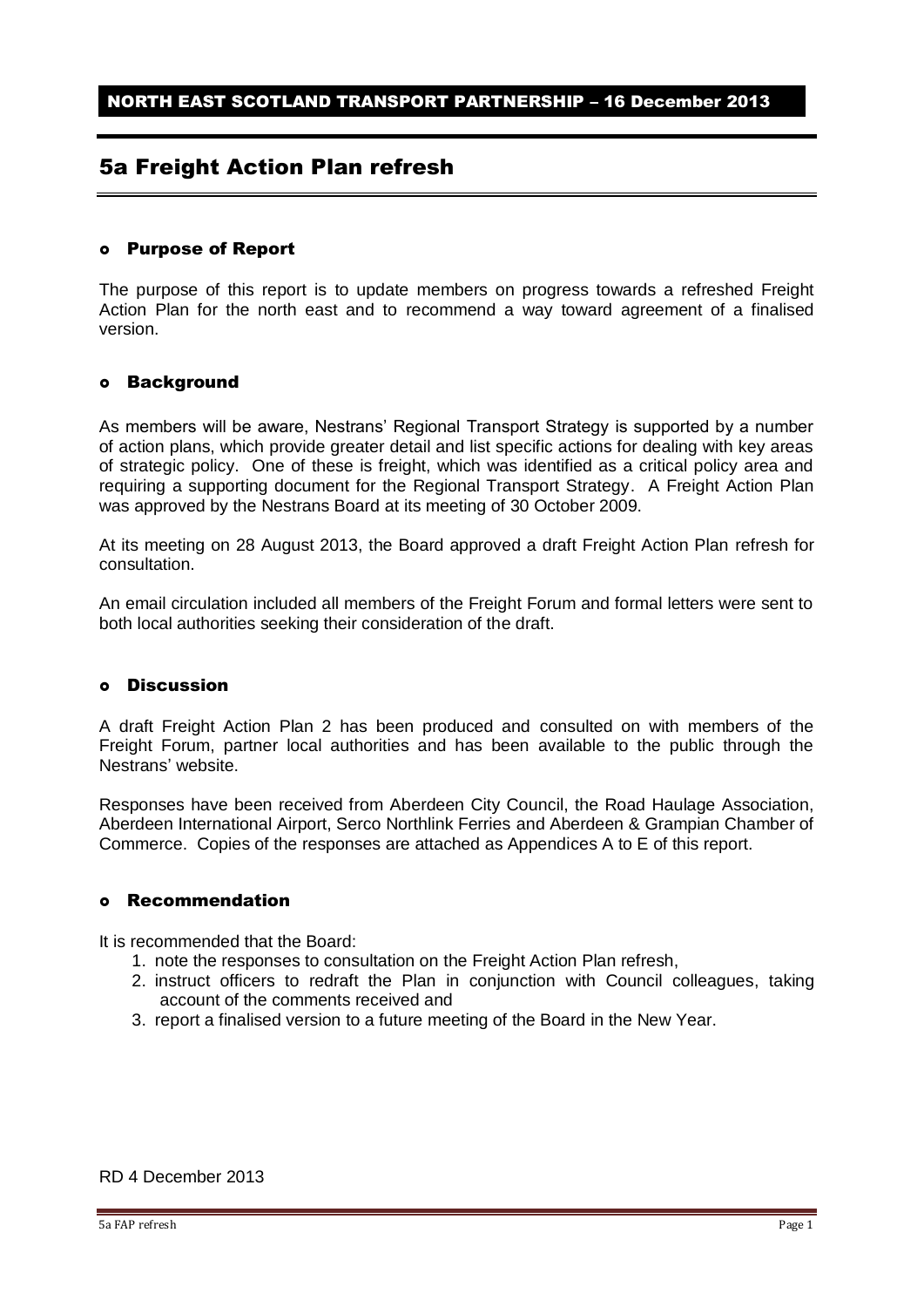NORTH EAST SCOTLAND TRANSPORT PARTNERSHIP – 16 December 2013

# 5a Freight Action Plan refresh

## Purpose of Report

The purpose of this report is to update members on progress towards a refreshed Freight Action Plan for the north east and to recommend a way toward agreement of a finalised version.

## Background

As members will be aware, Nestrans' Regional Transport Strategy is supported by a number of action plans, which provide greater detail and list specific actions for dealing with key areas of strategic policy. One of these is freight, which was identified as a critical policy area and requiring a supporting document for the Regional Transport Strategy. A Freight Action Plan was approved by the Nestrans Board at its meeting of 30 October 2009.

At its meeting on 28 August 2013, the Board approved a draft Freight Action Plan refresh for consultation.

An email circulation included all members of the Freight Forum and formal letters were sent to both local authorities seeking their consideration of the draft.

## Discussion

A draft Freight Action Plan 2 has been produced and consulted on with members of the Freight Forum, partner local authorities and has been available to the public through the Nestrans' website.

Responses have been received from Aberdeen City Council, the Road Haulage Association, Aberdeen International Airport, Serco Northlink Ferries and Aberdeen & Grampian Chamber of Commerce. Copies of the responses are attached as Appendices A to E of this report.

## Recommendation

It is recommended that the Board:

1. note the responses to consultation on the Freight Action Plan refresh,
2. instruct officers to redraft the Plan in conjunction with Council colleagues, taking account of the comments received and
3. report a finalised version to a future meeting of the Board in the New Year.

RD 4 December 2013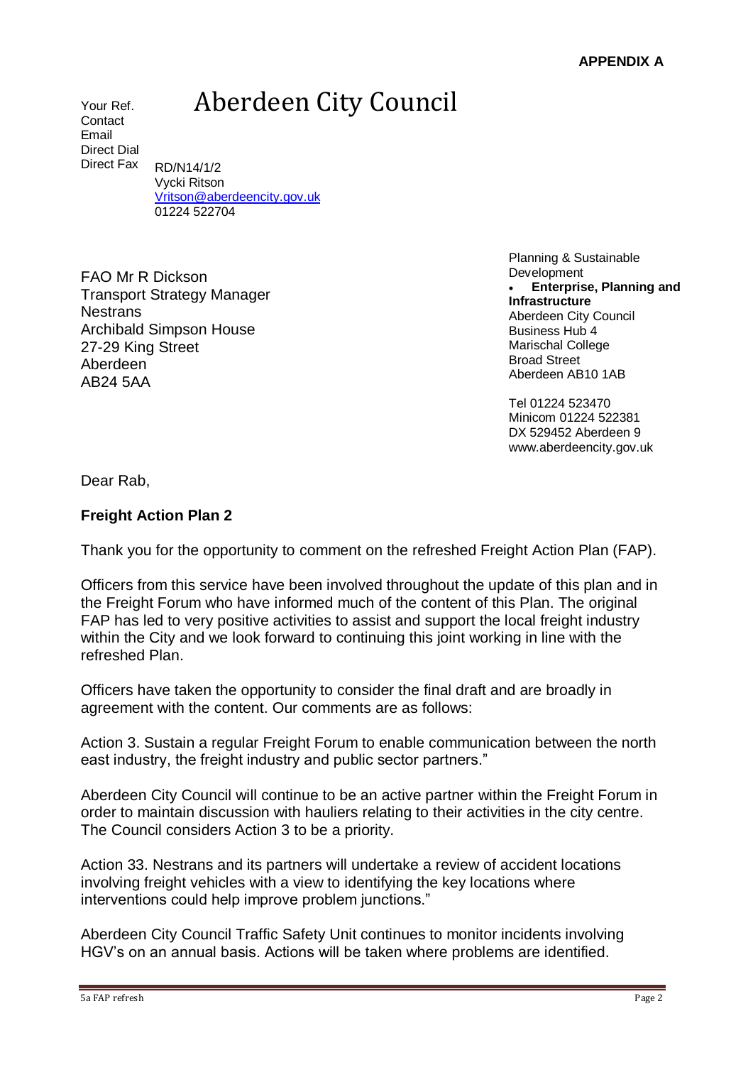**APPENDIX A**

Your Ref.
Contact
Email
Direct Dial
Direct Fax

# Aberdeen City Council

RD/N14/1/2
Vycki Ritson
Vritson@aberdeencity.gov.uk
01224 522704

FAO Mr R Dickson
Transport Strategy Manager
Nestrans
Archibald Simpson House
27-29 King Street
Aberdeen
AB24 5AA

Planning & Sustainable Development
- **Enterprise, Planning and Infrastructure**

Aberdeen City Council
Business Hub 4
Marischal College
Broad Street
Aberdeen AB10 1AB

Tel 01224 523470
Minicom 01224 522381
DX 529452 Aberdeen 9
www.aberdeencity.gov.uk

Dear Rab,

**Freight Action Plan 2**

Thank you for the opportunity to comment on the refreshed Freight Action Plan (FAP).

Officers from this service have been involved throughout the update of this plan and in the Freight Forum who have informed much of the content of this Plan. The original FAP has led to very positive activities to assist and support the local freight industry within the City and we look forward to continuing this joint working in line with the refreshed Plan.

Officers have taken the opportunity to consider the final draft and are broadly in agreement with the content. Our comments are as follows:

Action 3. Sustain a regular Freight Forum to enable communication between the north east industry, the freight industry and public sector partners."

Aberdeen City Council will continue to be an active partner within the Freight Forum in order to maintain discussion with hauliers relating to their activities in the city centre. The Council considers Action 3 to be a priority.

Action 33. Nestrans and its partners will undertake a review of accident locations involving freight vehicles with a view to identifying the key locations where interventions could help improve problem junctions."

Aberdeen City Council Traffic Safety Unit continues to monitor incidents involving HGV's on an annual basis. Actions will be taken where problems are identified.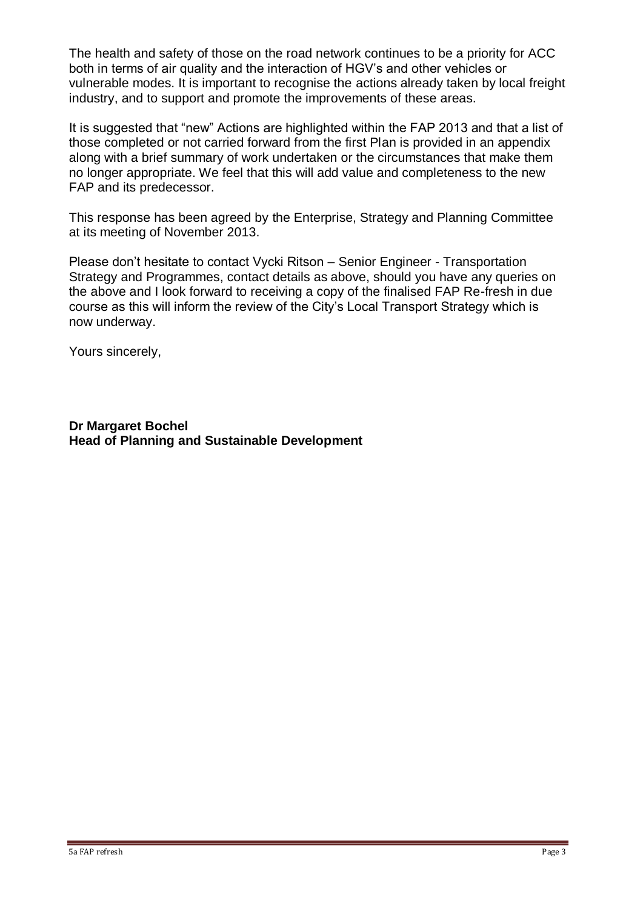The health and safety of those on the road network continues to be a priority for ACC both in terms of air quality and the interaction of HGV's and other vehicles or vulnerable modes. It is important to recognise the actions already taken by local freight industry, and to support and promote the improvements of these areas.

It is suggested that "new" Actions are highlighted within the FAP 2013 and that a list of those completed or not carried forward from the first Plan is provided in an appendix along with a brief summary of work undertaken or the circumstances that make them no longer appropriate. We feel that this will add value and completeness to the new FAP and its predecessor.

This response has been agreed by the Enterprise, Strategy and Planning Committee at its meeting of November 2013.

Please don't hesitate to contact Vycki Ritson – Senior Engineer - Transportation Strategy and Programmes, contact details as above, should you have any queries on the above and I look forward to receiving a copy of the finalised FAP Re-fresh in due course as this will inform the review of the City's Local Transport Strategy which is now underway.

Yours sincerely,

**Dr Margaret Bochel**
**Head of Planning and Sustainable Development**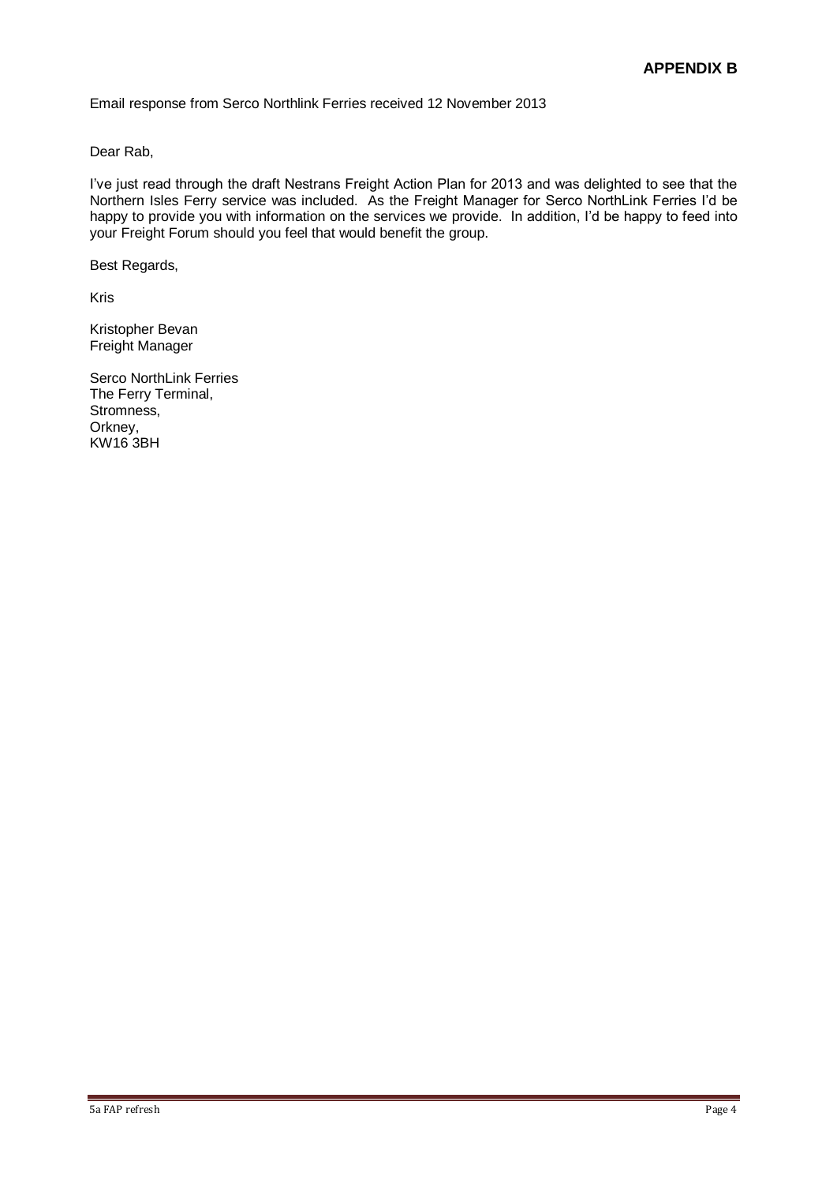**APPENDIX B**

Email response from Serco Northlink Ferries received 12 November 2013

Dear Rab,

I've just read through the draft Nestrans Freight Action Plan for 2013 and was delighted to see that the Northern Isles Ferry service was included. As the Freight Manager for Serco NorthLink Ferries I'd be happy to provide you with information on the services we provide. In addition, I'd be happy to feed into your Freight Forum should you feel that would benefit the group.

Best Regards,

Kris

Kristopher Bevan
Freight Manager

Serco NorthLink Ferries
The Ferry Terminal,
Stromness,
Orkney,
KW16 3BH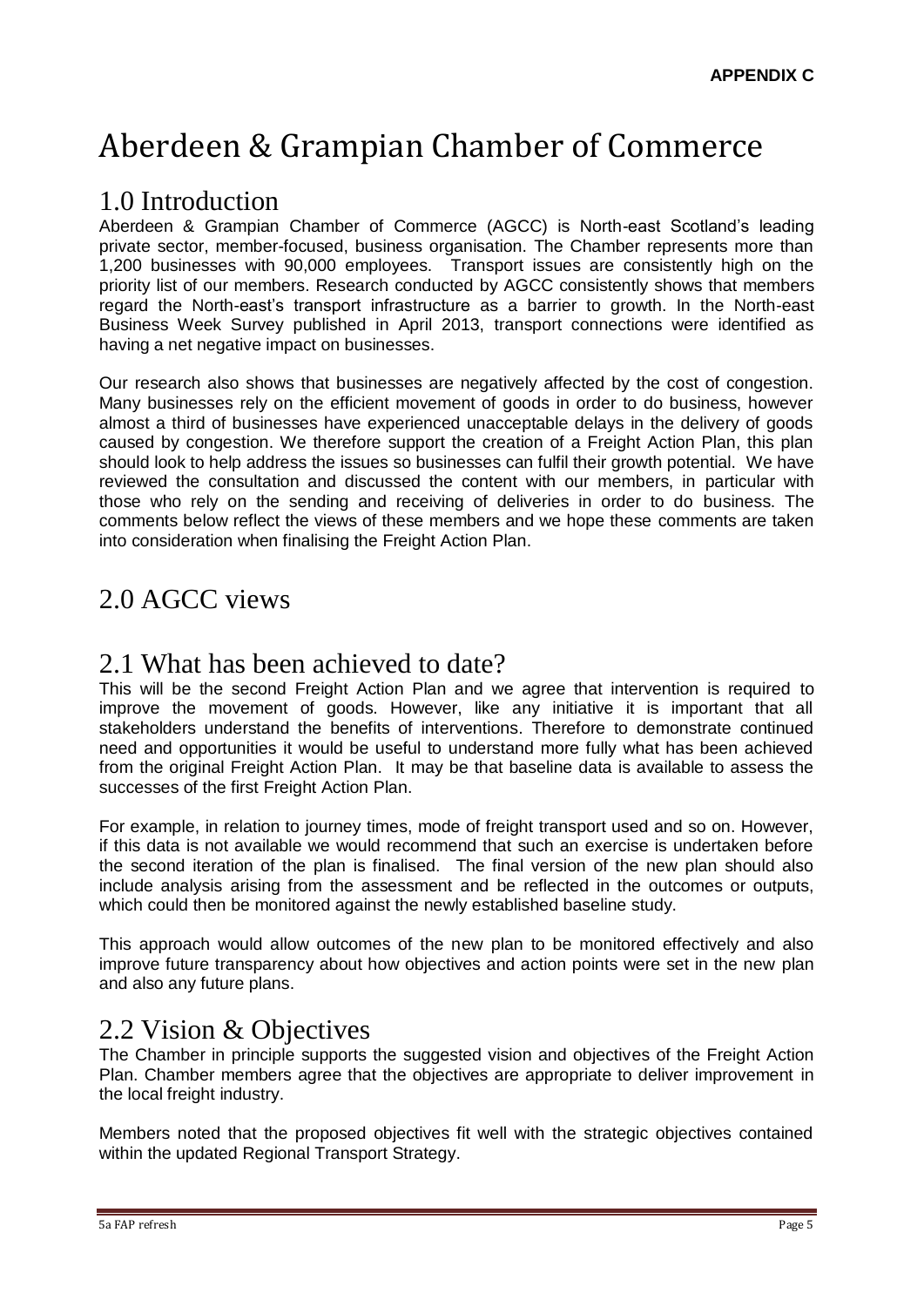**APPENDIX C**

# Aberdeen & Grampian Chamber of Commerce

## 1.0 Introduction

Aberdeen & Grampian Chamber of Commerce (AGCC) is North-east Scotland's leading private sector, member-focused, business organisation. The Chamber represents more than 1,200 businesses with 90,000 employees. Transport issues are consistently high on the priority list of our members. Research conducted by AGCC consistently shows that members regard the North-east's transport infrastructure as a barrier to growth. In the North-east Business Week Survey published in April 2013, transport connections were identified as having a net negative impact on businesses.

Our research also shows that businesses are negatively affected by the cost of congestion. Many businesses rely on the efficient movement of goods in order to do business, however almost a third of businesses have experienced unacceptable delays in the delivery of goods caused by congestion. We therefore support the creation of a Freight Action Plan, this plan should look to help address the issues so businesses can fulfil their growth potential. We have reviewed the consultation and discussed the content with our members, in particular with those who rely on the sending and receiving of deliveries in order to do business. The comments below reflect the views of these members and we hope these comments are taken into consideration when finalising the Freight Action Plan.

## 2.0 AGCC views

## 2.1 What has been achieved to date?

This will be the second Freight Action Plan and we agree that intervention is required to improve the movement of goods. However, like any initiative it is important that all stakeholders understand the benefits of interventions. Therefore to demonstrate continued need and opportunities it would be useful to understand more fully what has been achieved from the original Freight Action Plan. It may be that baseline data is available to assess the successes of the first Freight Action Plan.

For example, in relation to journey times, mode of freight transport used and so on. However, if this data is not available we would recommend that such an exercise is undertaken before the second iteration of the plan is finalised. The final version of the new plan should also include analysis arising from the assessment and be reflected in the outcomes or outputs, which could then be monitored against the newly established baseline study.

This approach would allow outcomes of the new plan to be monitored effectively and also improve future transparency about how objectives and action points were set in the new plan and also any future plans.

## 2.2 Vision & Objectives

The Chamber in principle supports the suggested vision and objectives of the Freight Action Plan. Chamber members agree that the objectives are appropriate to deliver improvement in the local freight industry.

Members noted that the proposed objectives fit well with the strategic objectives contained within the updated Regional Transport Strategy.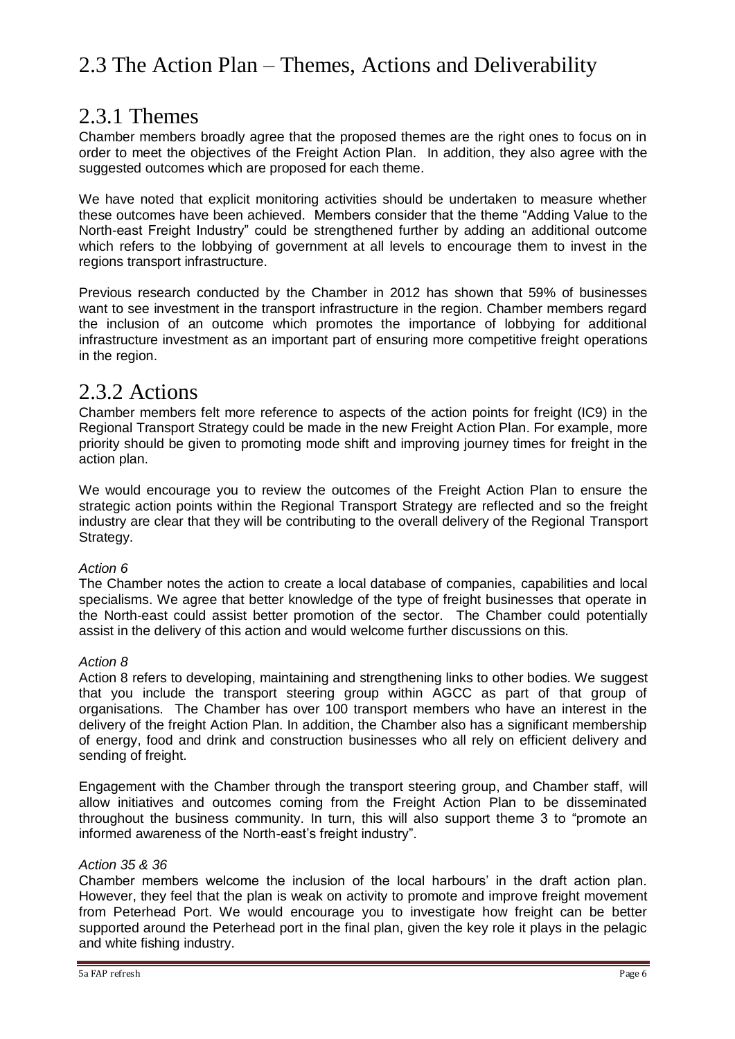## 2.3 The Action Plan – Themes, Actions and Deliverability

### 2.3.1 Themes

Chamber members broadly agree that the proposed themes are the right ones to focus on in order to meet the objectives of the Freight Action Plan. In addition, they also agree with the suggested outcomes which are proposed for each theme.

We have noted that explicit monitoring activities should be undertaken to measure whether these outcomes have been achieved. Members consider that the theme "Adding Value to the North-east Freight Industry" could be strengthened further by adding an additional outcome which refers to the lobbying of government at all levels to encourage them to invest in the regions transport infrastructure.

Previous research conducted by the Chamber in 2012 has shown that 59% of businesses want to see investment in the transport infrastructure in the region. Chamber members regard the inclusion of an outcome which promotes the importance of lobbying for additional infrastructure investment as an important part of ensuring more competitive freight operations in the region.

### 2.3.2 Actions

Chamber members felt more reference to aspects of the action points for freight (IC9) in the Regional Transport Strategy could be made in the new Freight Action Plan. For example, more priority should be given to promoting mode shift and improving journey times for freight in the action plan.

We would encourage you to review the outcomes of the Freight Action Plan to ensure the strategic action points within the Regional Transport Strategy are reflected and so the freight industry are clear that they will be contributing to the overall delivery of the Regional Transport Strategy.

*Action 6*

The Chamber notes the action to create a local database of companies, capabilities and local specialisms. We agree that better knowledge of the type of freight businesses that operate in the North-east could assist better promotion of the sector. The Chamber could potentially assist in the delivery of this action and would welcome further discussions on this.

*Action 8*

Action 8 refers to developing, maintaining and strengthening links to other bodies. We suggest that you include the transport steering group within AGCC as part of that group of organisations. The Chamber has over 100 transport members who have an interest in the delivery of the freight Action Plan. In addition, the Chamber also has a significant membership of energy, food and drink and construction businesses who all rely on efficient delivery and sending of freight.

Engagement with the Chamber through the transport steering group, and Chamber staff, will allow initiatives and outcomes coming from the Freight Action Plan to be disseminated throughout the business community. In turn, this will also support theme 3 to "promote an informed awareness of the North-east's freight industry".

*Action 35 & 36*

Chamber members welcome the inclusion of the local harbours' in the draft action plan. However, they feel that the plan is weak on activity to promote and improve freight movement from Peterhead Port. We would encourage you to investigate how freight can be better supported around the Peterhead port in the final plan, given the key role it plays in the pelagic and white fishing industry.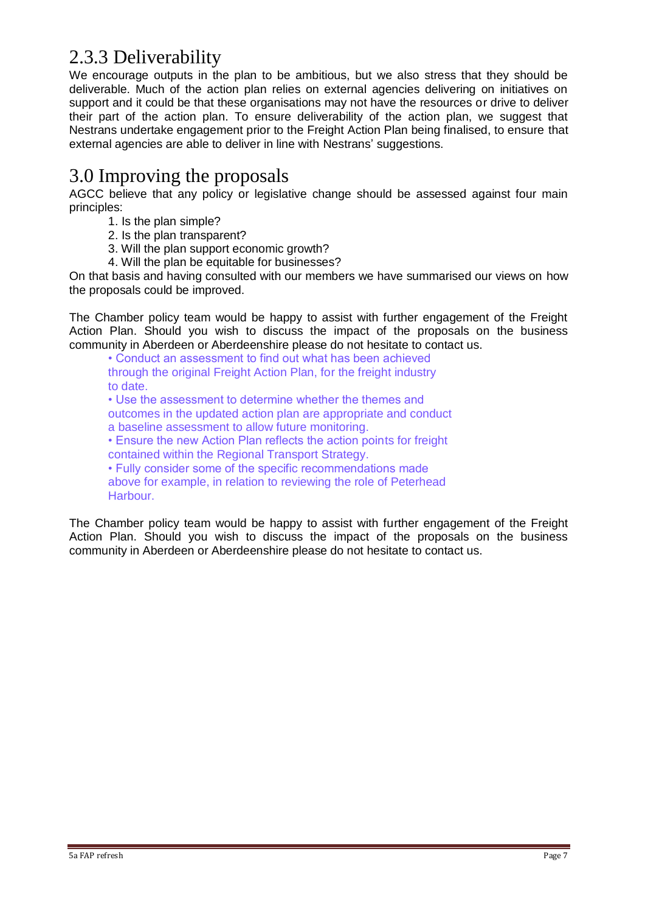## 2.3.3 Deliverability

We encourage outputs in the plan to be ambitious, but we also stress that they should be deliverable. Much of the action plan relies on external agencies delivering on initiatives on support and it could be that these organisations may not have the resources or drive to deliver their part of the action plan. To ensure deliverability of the action plan, we suggest that Nestrans undertake engagement prior to the Freight Action Plan being finalised, to ensure that external agencies are able to deliver in line with Nestrans' suggestions.

# 3.0 Improving the proposals

AGCC believe that any policy or legislative change should be assessed against four main principles:

1. Is the plan simple?
2. Is the plan transparent?
3. Will the plan support economic growth?
4. Will the plan be equitable for businesses?

On that basis and having consulted with our members we have summarised our views on how the proposals could be improved.

The Chamber policy team would be happy to assist with further engagement of the Freight Action Plan. Should you wish to discuss the impact of the proposals on the business community in Aberdeen or Aberdeenshire please do not hesitate to contact us.

- Conduct an assessment to find out what has been achieved through the original Freight Action Plan, for the freight industry to date.
- Use the assessment to determine whether the themes and outcomes in the updated action plan are appropriate and conduct a baseline assessment to allow future monitoring.
- Ensure the new Action Plan reflects the action points for freight contained within the Regional Transport Strategy.
- Fully consider some of the specific recommendations made above for example, in relation to reviewing the role of Peterhead Harbour.

The Chamber policy team would be happy to assist with further engagement of the Freight Action Plan. Should you wish to discuss the impact of the proposals on the business community in Aberdeen or Aberdeenshire please do not hesitate to contact us.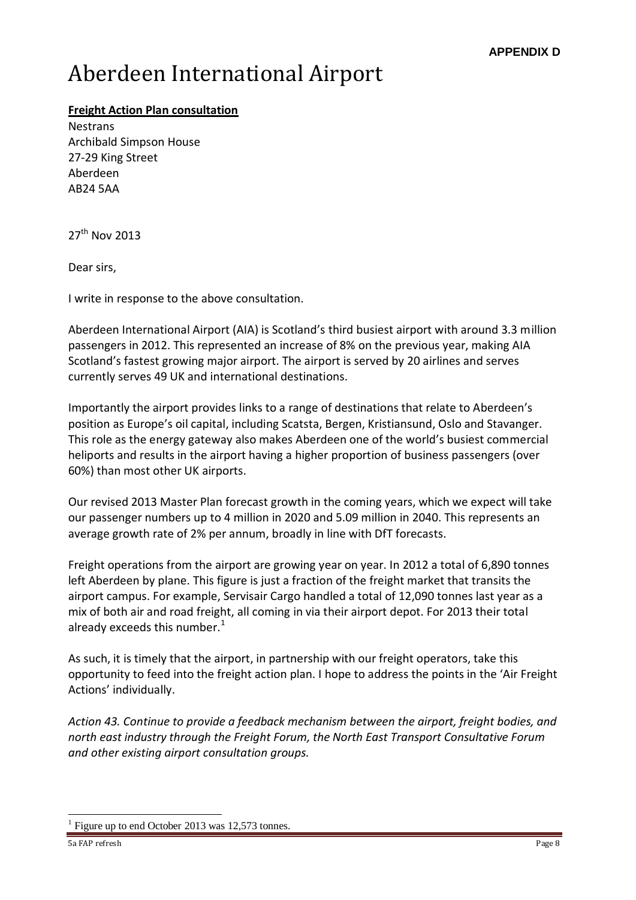**APPENDIX D**

# Aberdeen International Airport

**Freight Action Plan consultation**

Nestrans
Archibald Simpson House
27-29 King Street
Aberdeen
AB24 5AA

27th Nov 2013

Dear sirs,

I write in response to the above consultation.

Aberdeen International Airport (AIA) is Scotland's third busiest airport with around 3.3 million passengers in 2012. This represented an increase of 8% on the previous year, making AIA Scotland's fastest growing major airport. The airport is served by 20 airlines and serves currently serves 49 UK and international destinations.

Importantly the airport provides links to a range of destinations that relate to Aberdeen's position as Europe's oil capital, including Scatsta, Bergen, Kristiansund, Oslo and Stavanger. This role as the energy gateway also makes Aberdeen one of the world's busiest commercial heliports and results in the airport having a higher proportion of business passengers (over 60%) than most other UK airports.

Our revised 2013 Master Plan forecast growth in the coming years, which we expect will take our passenger numbers up to 4 million in 2020 and 5.09 million in 2040. This represents an average growth rate of 2% per annum, broadly in line with DfT forecasts.

Freight operations from the airport are growing year on year. In 2012 a total of 6,890 tonnes left Aberdeen by plane. This figure is just a fraction of the freight market that transits the airport campus. For example, Servisair Cargo handled a total of 12,090 tonnes last year as a mix of both air and road freight, all coming in via their airport depot. For 2013 their total already exceeds this number.[1]

As such, it is timely that the airport, in partnership with our freight operators, take this opportunity to feed into the freight action plan. I hope to address the points in the 'Air Freight Actions' individually.

*Action 43. Continue to provide a feedback mechanism between the airport, freight bodies, and north east industry through the Freight Forum, the North East Transport Consultative Forum and other existing airport consultation groups.*

[1] Figure up to end October 2013 was 12,573 tonnes.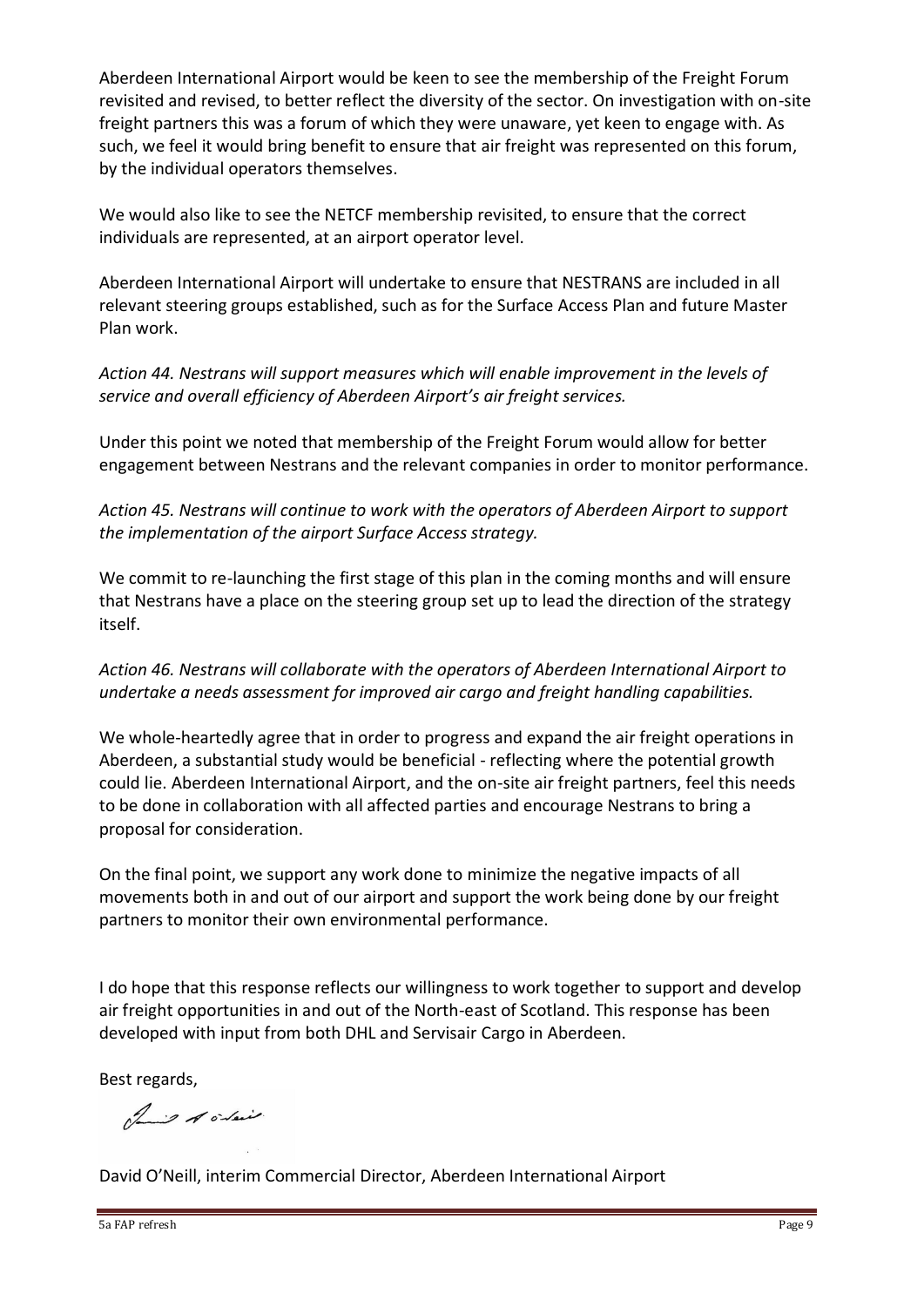Aberdeen International Airport would be keen to see the membership of the Freight Forum revisited and revised, to better reflect the diversity of the sector. On investigation with on-site freight partners this was a forum of which they were unaware, yet keen to engage with. As such, we feel it would bring benefit to ensure that air freight was represented on this forum, by the individual operators themselves.

We would also like to see the NETCF membership revisited, to ensure that the correct individuals are represented, at an airport operator level.

Aberdeen International Airport will undertake to ensure that NESTRANS are included in all relevant steering groups established, such as for the Surface Access Plan and future Master Plan work.

*Action 44. Nestrans will support measures which will enable improvement in the levels of service and overall efficiency of Aberdeen Airport's air freight services.*

Under this point we noted that membership of the Freight Forum would allow for better engagement between Nestrans and the relevant companies in order to monitor performance.

*Action 45. Nestrans will continue to work with the operators of Aberdeen Airport to support the implementation of the airport Surface Access strategy.*

We commit to re-launching the first stage of this plan in the coming months and will ensure that Nestrans have a place on the steering group set up to lead the direction of the strategy itself.

*Action 46. Nestrans will collaborate with the operators of Aberdeen International Airport to undertake a needs assessment for improved air cargo and freight handling capabilities.*

We whole-heartedly agree that in order to progress and expand the air freight operations in Aberdeen, a substantial study would be beneficial - reflecting where the potential growth could lie. Aberdeen International Airport, and the on-site air freight partners, feel this needs to be done in collaboration with all affected parties and encourage Nestrans to bring a proposal for consideration.

On the final point, we support any work done to minimize the negative impacts of all movements both in and out of our airport and support the work being done by our freight partners to monitor their own environmental performance.

I do hope that this response reflects our willingness to work together to support and develop air freight opportunities in and out of the North-east of Scotland. This response has been developed with input from both DHL and Servisair Cargo in Aberdeen.

Best regards,

David O'Neill, interim Commercial Director, Aberdeen International Airport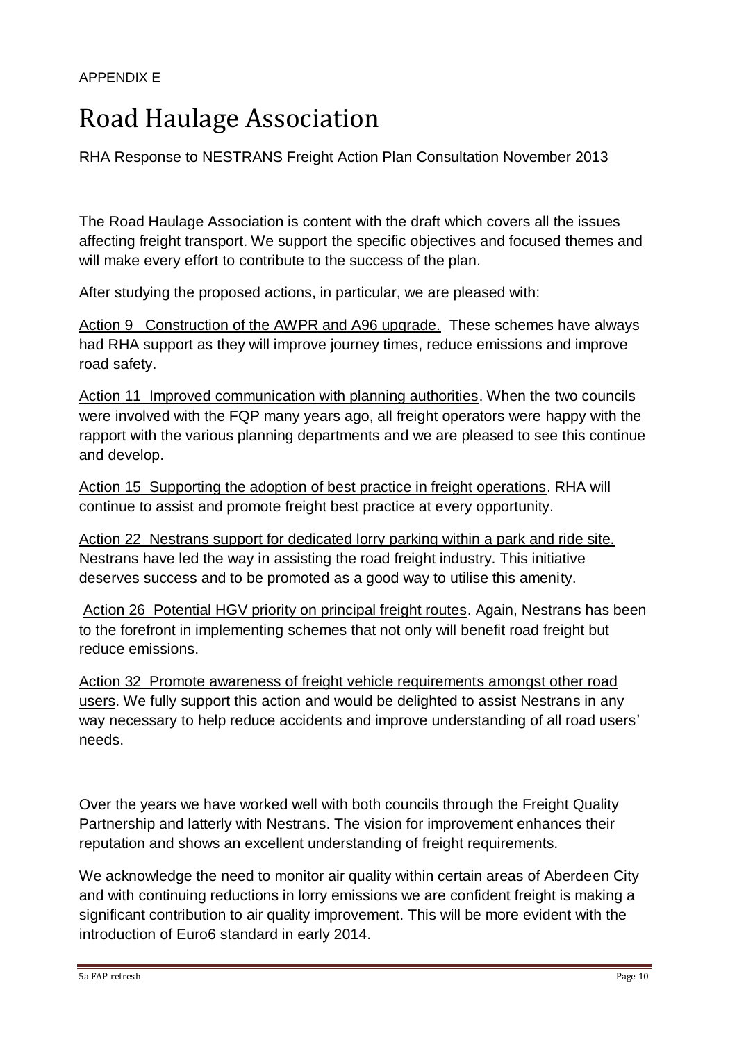APPENDIX E

# Road Haulage Association

RHA Response to NESTRANS Freight Action Plan Consultation November 2013

The Road Haulage Association is content with the draft which covers all the issues affecting freight transport. We support the specific objectives and focused themes and will make every effort to contribute to the success of the plan.

After studying the proposed actions, in particular, we are pleased with:

<u>Action 9 Construction of the AWPR and A96 upgrade.</u> These schemes have always had RHA support as they will improve journey times, reduce emissions and improve road safety.

<u>Action 11 Improved communication with planning authorities</u>. When the two councils were involved with the FQP many years ago, all freight operators were happy with the rapport with the various planning departments and we are pleased to see this continue and develop.

<u>Action 15 Supporting the adoption of best practice in freight operations</u>. RHA will continue to assist and promote freight best practice at every opportunity.

<u>Action 22 Nestrans support for dedicated lorry parking within a park and ride site.</u> Nestrans have led the way in assisting the road freight industry. This initiative deserves success and to be promoted as a good way to utilise this amenity.

<u>Action 26 Potential HGV priority on principal freight routes</u>. Again, Nestrans has been to the forefront in implementing schemes that not only will benefit road freight but reduce emissions.

<u>Action 32 Promote awareness of freight vehicle requirements amongst other road users</u>. We fully support this action and would be delighted to assist Nestrans in any way necessary to help reduce accidents and improve understanding of all road users' needs.

Over the years we have worked well with both councils through the Freight Quality Partnership and latterly with Nestrans. The vision for improvement enhances their reputation and shows an excellent understanding of freight requirements.

We acknowledge the need to monitor air quality within certain areas of Aberdeen City and with continuing reductions in lorry emissions we are confident freight is making a significant contribution to air quality improvement. This will be more evident with the introduction of Euro6 standard in early 2014.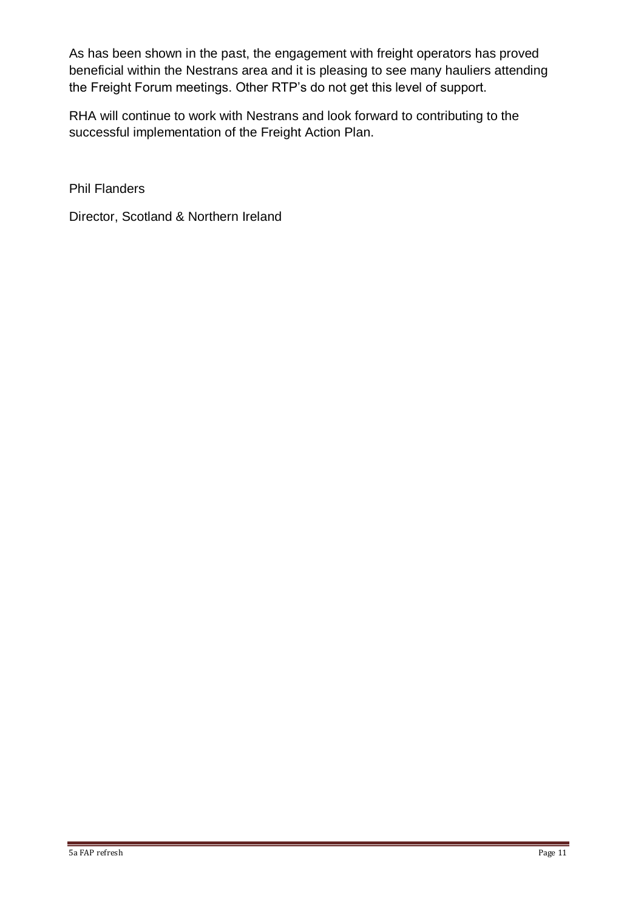As has been shown in the past, the engagement with freight operators has proved beneficial within the Nestrans area and it is pleasing to see many hauliers attending the Freight Forum meetings. Other RTP's do not get this level of support.

RHA will continue to work with Nestrans and look forward to contributing to the successful implementation of the Freight Action Plan.

Phil Flanders

Director, Scotland & Northern Ireland